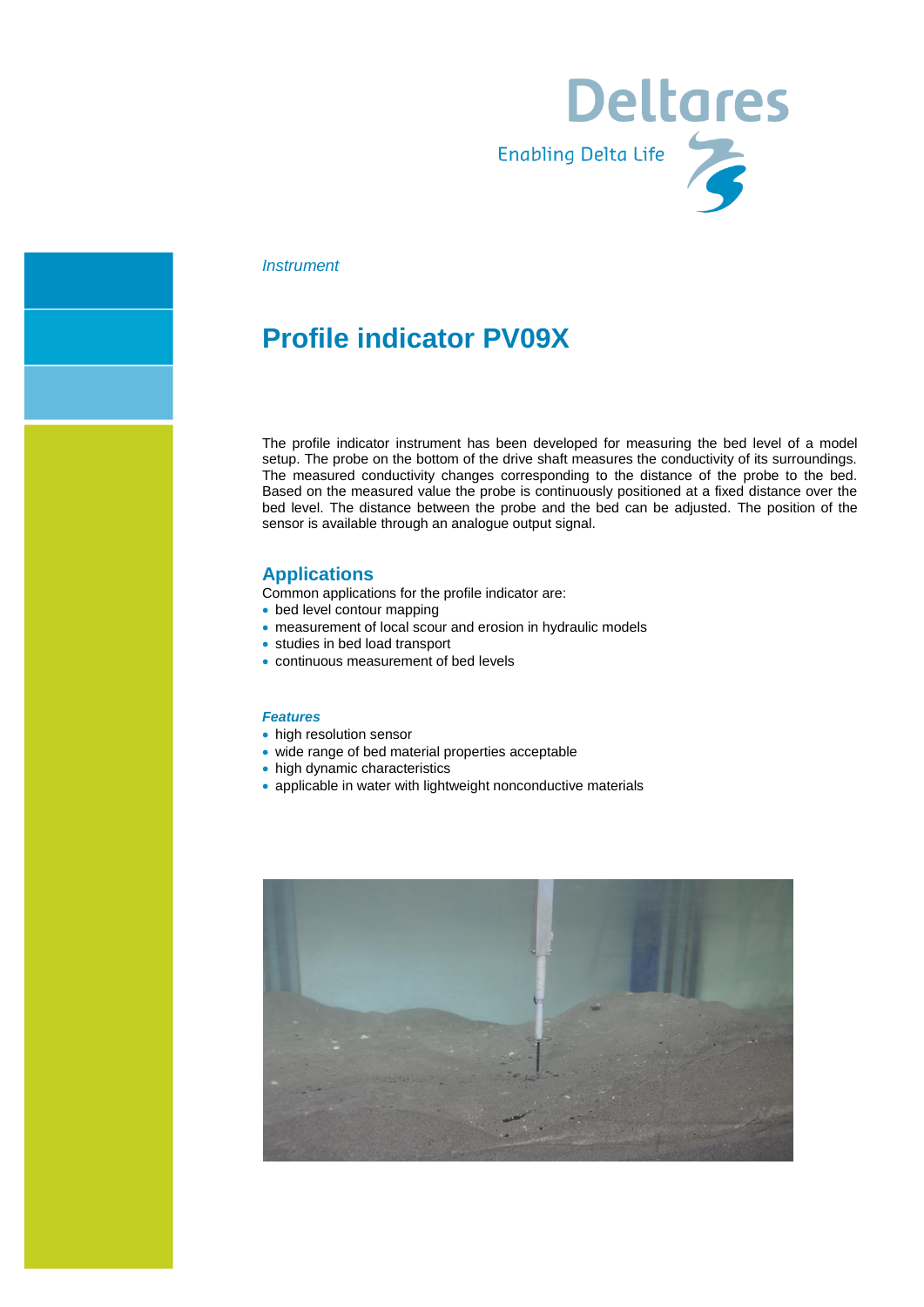Deltares

Enabling Delta Life

*Instrument*

# Profile indicator PV09X

The profile indicator instrument has been developed for measuring the bed level of a model setup. The probe on the bottom of the drive shaft measures the conductivity of its surroundings. The measured conductivity changes corresponding to the distance of the probe to the bed. Based on the measured value the probe is continuously positioned at a fixed distance over the bed level. The distance between the probe and the bed can be adjusted. The position of the sensor is available through an analogue output signal.

## Applications

Common applications for the profile indicator are:

- bed level contour mapping
- measurement of local scour and erosion in hydraulic models
- studies in bed load transport
- continuous measurement of bed levels

### *Features*

- high resolution sensor
- wide range of bed material properties acceptable
- high dynamic characteristics
- applicable in water with lightweight nonconductive materials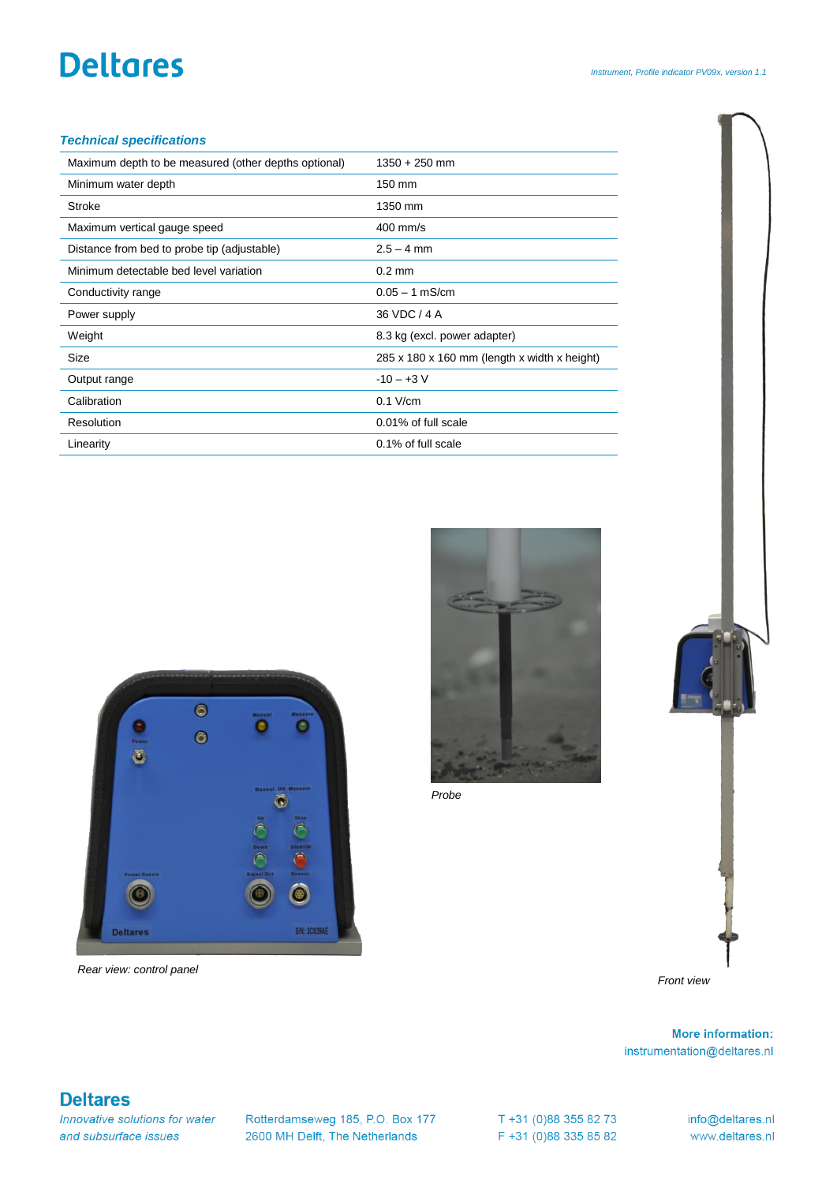### *Technical specifications*

| | |
|---|---|
| Maximum depth to be measured (other depths optional) | 1350 + 250 mm |
| Minimum water depth | 150 mm |
| Stroke | 1350 mm |
| Maximum vertical gauge speed | 400 mm/s |
| Distance from bed to probe tip (adjustable) | 2.5 – 4 mm |
| Minimum detectable bed level variation | 0.2 mm |
| Conductivity range | 0.05 – 1 mS/cm |
| Power supply | 36 VDC / 4 A |
| Weight | 8.3 kg (excl. power adapter) |
| Size | 285 x 180 x 160 mm (length x width x height) |
| Output range | -10 – +3 V |
| Calibration | 0.1 V/cm |
| Resolution | 0.01% of full scale |
| Linearity | 0.1% of full scale |

*Rear view: control panel*

*Probe*

*Front view*

**More information:**
instrumentation@deltares.nl

**Deltares**
*Innovative solutions for water and subsurface issues*

Rotterdamseweg 185, P.O. Box 177
2600 MH Delft, The Netherlands

T +31 (0)88 355 82 73
F +31 (0)88 335 85 82

info@deltares.nl
www.deltares.nl